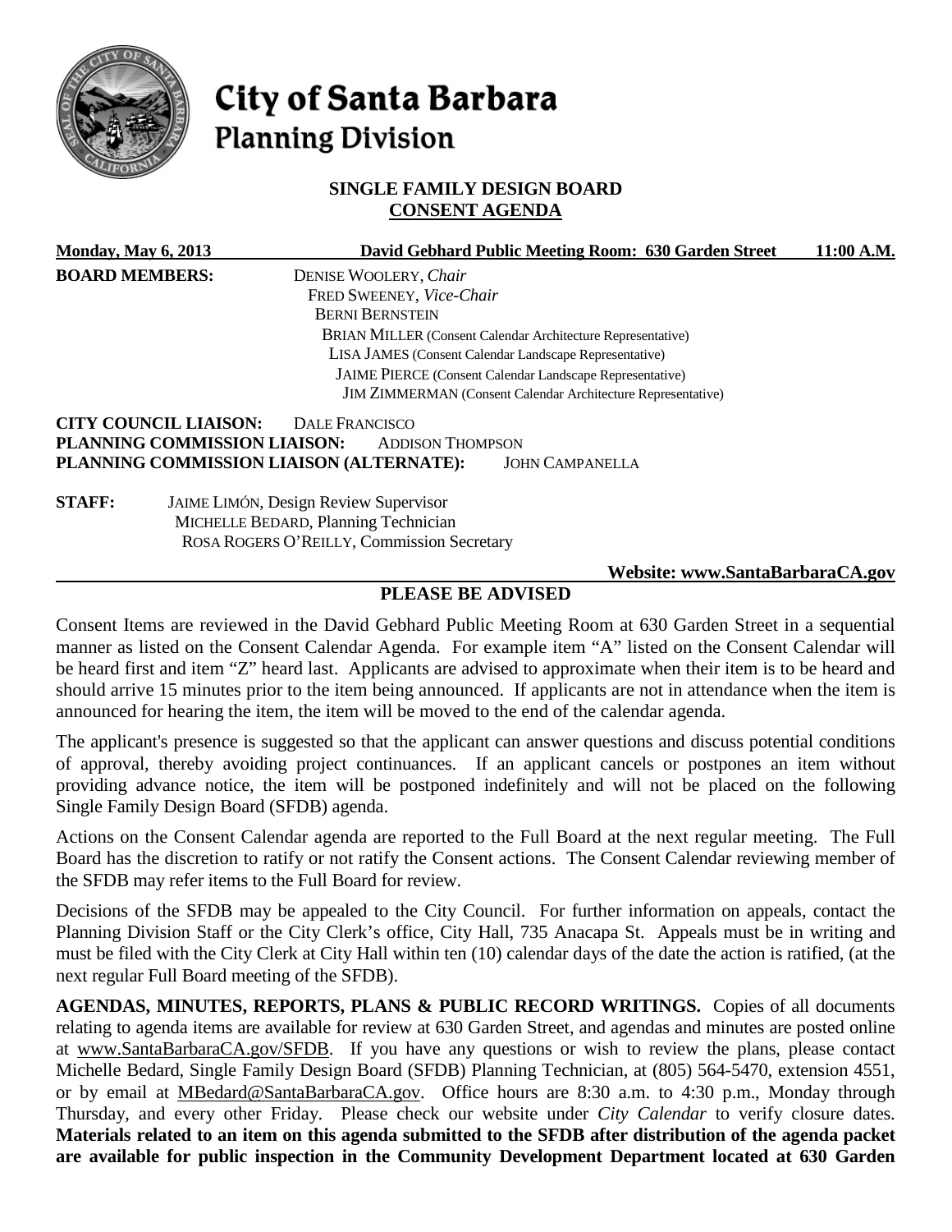# City of Santa Barbara
## Planning Division

### SINGLE FAMILY DESIGN BOARD
### CONSENT AGENDA

**Monday, May 6, 2013** **David Gebhard Public Meeting Room: 630 Garden Street** **11:00 A.M.**

**BOARD MEMBERS:**
DENISE WOOLERY, *Chair*
FRED SWEENEY, *Vice-Chair*
BERNI BERNSTEIN
BRIAN MILLER (Consent Calendar Architecture Representative)
LISA JAMES (Consent Calendar Landscape Representative)
JAIME PIERCE (Consent Calendar Landscape Representative)
JIM ZIMMERMAN (Consent Calendar Architecture Representative)

**CITY COUNCIL LIAISON:** DALE FRANCISCO
**PLANNING COMMISSION LIAISON:** ADDISON THOMPSON
**PLANNING COMMISSION LIAISON (ALTERNATE):** JOHN CAMPANELLA

**STAFF:**
JAIME LIMÓN, Design Review Supervisor
MICHELLE BEDARD, Planning Technician
ROSA ROGERS O'REILLY, Commission Secretary

**Website: www.SantaBarbaraCA.gov**

### PLEASE BE ADVISED

Consent Items are reviewed in the David Gebhard Public Meeting Room at 630 Garden Street in a sequential manner as listed on the Consent Calendar Agenda. For example item "A" listed on the Consent Calendar will be heard first and item "Z" heard last. Applicants are advised to approximate when their item is to be heard and should arrive 15 minutes prior to the item being announced. If applicants are not in attendance when the item is announced for hearing the item, the item will be moved to the end of the calendar agenda.

The applicant's presence is suggested so that the applicant can answer questions and discuss potential conditions of approval, thereby avoiding project continuances. If an applicant cancels or postpones an item without providing advance notice, the item will be postponed indefinitely and will not be placed on the following Single Family Design Board (SFDB) agenda.

Actions on the Consent Calendar agenda are reported to the Full Board at the next regular meeting. The Full Board has the discretion to ratify or not ratify the Consent actions. The Consent Calendar reviewing member of the SFDB may refer items to the Full Board for review.

Decisions of the SFDB may be appealed to the City Council. For further information on appeals, contact the Planning Division Staff or the City Clerk's office, City Hall, 735 Anacapa St. Appeals must be in writing and must be filed with the City Clerk at City Hall within ten (10) calendar days of the date the action is ratified, (at the next regular Full Board meeting of the SFDB).

**AGENDAS, MINUTES, REPORTS, PLANS & PUBLIC RECORD WRITINGS.** Copies of all documents relating to agenda items are available for review at 630 Garden Street, and agendas and minutes are posted online at www.SantaBarbaraCA.gov/SFDB. If you have any questions or wish to review the plans, please contact Michelle Bedard, Single Family Design Board (SFDB) Planning Technician, at (805) 564-5470, extension 4551, or by email at MBedard@SantaBarbaraCA.gov. Office hours are 8:30 a.m. to 4:30 p.m., Monday through Thursday, and every other Friday. Please check our website under *City Calendar* to verify closure dates. **Materials related to an item on this agenda submitted to the SFDB after distribution of the agenda packet are available for public inspection in the Community Development Department located at 630 Garden**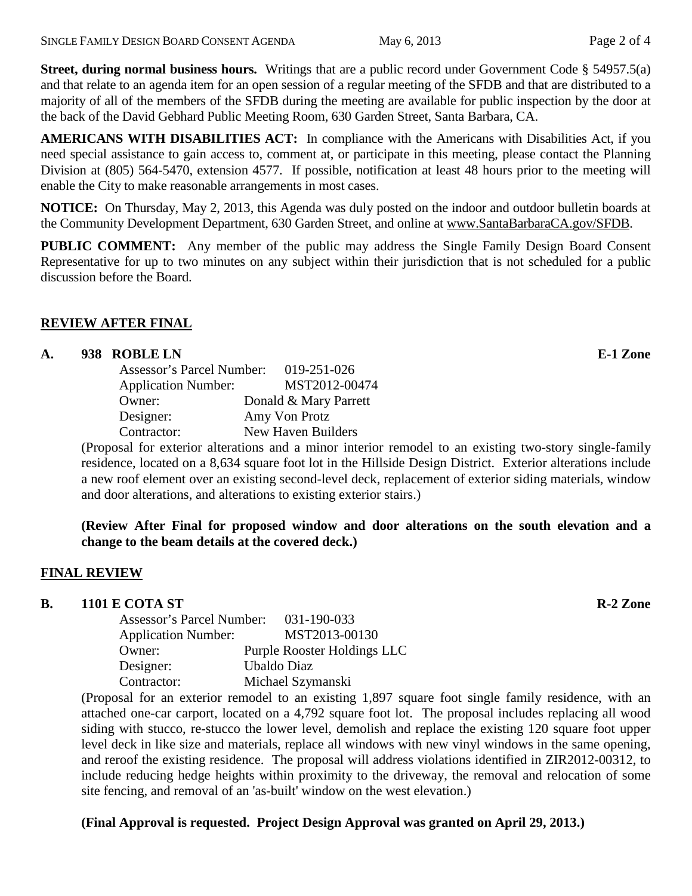**Street, during normal business hours.** Writings that are a public record under Government Code § 54957.5(a) and that relate to an agenda item for an open session of a regular meeting of the SFDB and that are distributed to a majority of all of the members of the SFDB during the meeting are available for public inspection by the door at the back of the David Gebhard Public Meeting Room, 630 Garden Street, Santa Barbara, CA.

**AMERICANS WITH DISABILITIES ACT:** In compliance with the Americans with Disabilities Act, if you need special assistance to gain access to, comment at, or participate in this meeting, please contact the Planning Division at (805) 564-5470, extension 4577. If possible, notification at least 48 hours prior to the meeting will enable the City to make reasonable arrangements in most cases.

**NOTICE:** On Thursday, May 2, 2013, this Agenda was duly posted on the indoor and outdoor bulletin boards at the Community Development Department, 630 Garden Street, and online at www.SantaBarbaraCA.gov/SFDB.

**PUBLIC COMMENT:** Any member of the public may address the Single Family Design Board Consent Representative for up to two minutes on any subject within their jurisdiction that is not scheduled for a public discussion before the Board.

## REVIEW AFTER FINAL

**A. 938 ROBLE LN** **E-1 Zone**

Assessor's Parcel Number: 019-251-026
Application Number: MST2012-00474
Owner: Donald & Mary Parrett
Designer: Amy Von Protz
Contractor: New Haven Builders

(Proposal for exterior alterations and a minor interior remodel to an existing two-story single-family residence, located on a 8,634 square foot lot in the Hillside Design District. Exterior alterations include a new roof element over an existing second-level deck, replacement of exterior siding materials, window and door alterations, and alterations to existing exterior stairs.)

**(Review After Final for proposed window and door alterations on the south elevation and a change to the beam details at the covered deck.)**

## FINAL REVIEW

**B. 1101 E COTA ST** **R-2 Zone**

Assessor's Parcel Number: 031-190-033
Application Number: MST2013-00130
Owner: Purple Rooster Holdings LLC
Designer: Ubaldo Diaz
Contractor: Michael Szymanski

(Proposal for an exterior remodel to an existing 1,897 square foot single family residence, with an attached one-car carport, located on a 4,792 square foot lot. The proposal includes replacing all wood siding with stucco, re-stucco the lower level, demolish and replace the existing 120 square foot upper level deck in like size and materials, replace all windows with new vinyl windows in the same opening, and reroof the existing residence. The proposal will address violations identified in ZIR2012-00312, to include reducing hedge heights within proximity to the driveway, the removal and relocation of some site fencing, and removal of an 'as-built' window on the west elevation.)

**(Final Approval is requested. Project Design Approval was granted on April 29, 2013.)**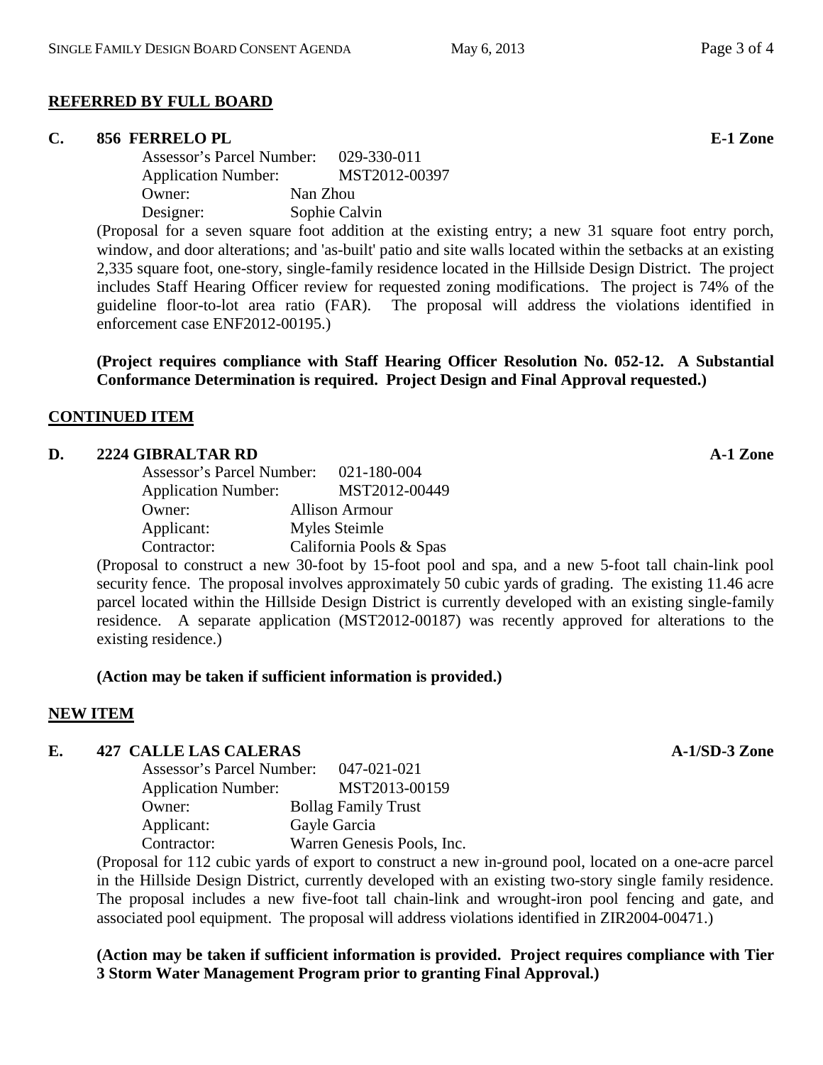## REFERRED BY FULL BOARD

### C. 856 FERRELO PL — E-1 Zone

Assessor's Parcel Number: 029-330-011
Application Number: MST2012-00397
Owner: Nan Zhou
Designer: Sophie Calvin

(Proposal for a seven square foot addition at the existing entry; a new 31 square foot entry porch, window, and door alterations; and 'as-built' patio and site walls located within the setbacks at an existing 2,335 square foot, one-story, single-family residence located in the Hillside Design District. The project includes Staff Hearing Officer review for requested zoning modifications. The project is 74% of the guideline floor-to-lot area ratio (FAR). The proposal will address the violations identified in enforcement case ENF2012-00195.)

**(Project requires compliance with Staff Hearing Officer Resolution No. 052-12. A Substantial Conformance Determination is required. Project Design and Final Approval requested.)**

## CONTINUED ITEM

### D. 2224 GIBRALTAR RD — A-1 Zone

Assessor's Parcel Number: 021-180-004
Application Number: MST2012-00449
Owner: Allison Armour
Applicant: Myles Steimle
Contractor: California Pools & Spas

(Proposal to construct a new 30-foot by 15-foot pool and spa, and a new 5-foot tall chain-link pool security fence. The proposal involves approximately 50 cubic yards of grading. The existing 11.46 acre parcel located within the Hillside Design District is currently developed with an existing single-family residence. A separate application (MST2012-00187) was recently approved for alterations to the existing residence.)

**(Action may be taken if sufficient information is provided.)**

## NEW ITEM

### E. 427 CALLE LAS CALERAS — A-1/SD-3 Zone

Assessor's Parcel Number: 047-021-021
Application Number: MST2013-00159
Owner: Bollag Family Trust
Applicant: Gayle Garcia
Contractor: Warren Genesis Pools, Inc.

(Proposal for 112 cubic yards of export to construct a new in-ground pool, located on a one-acre parcel in the Hillside Design District, currently developed with an existing two-story single family residence. The proposal includes a new five-foot tall chain-link and wrought-iron pool fencing and gate, and associated pool equipment. The proposal will address violations identified in ZIR2004-00471.)

**(Action may be taken if sufficient information is provided. Project requires compliance with Tier 3 Storm Water Management Program prior to granting Final Approval.)**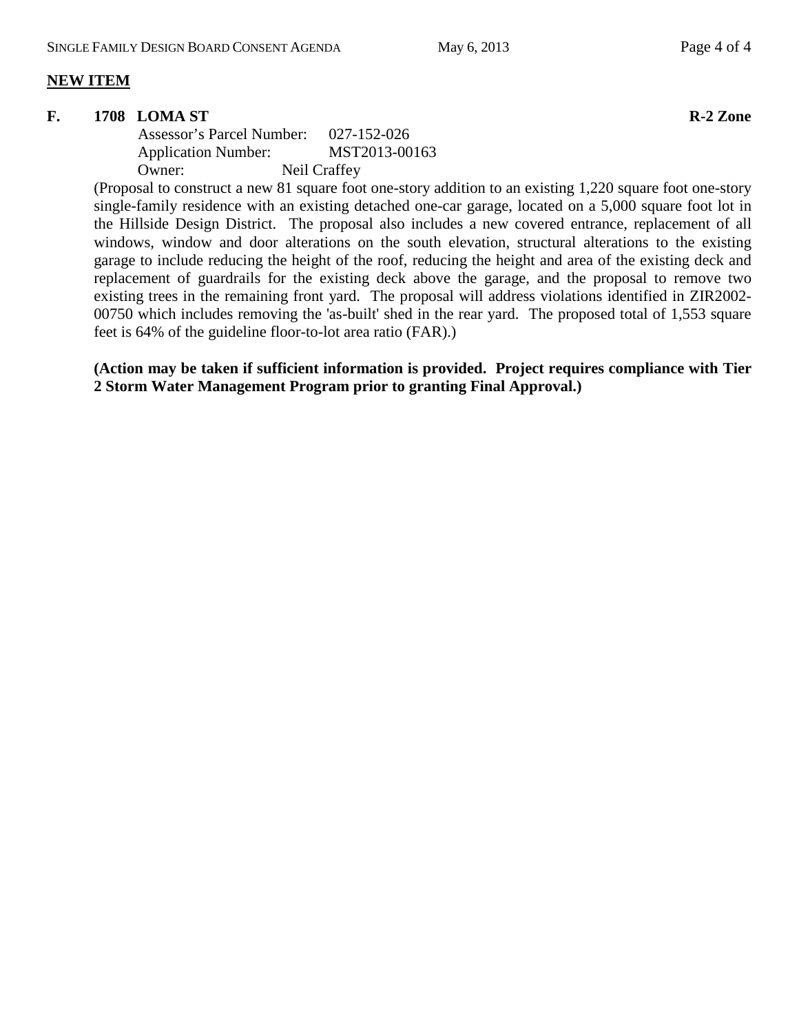**NEW ITEM**

**F. 1708 LOMA ST** **R-2 Zone**

Assessor's Parcel Number: 027-152-026
Application Number: MST2013-00163
Owner: Neil Craffey

(Proposal to construct a new 81 square foot one-story addition to an existing 1,220 square foot one-story single-family residence with an existing detached one-car garage, located on a 5,000 square foot lot in the Hillside Design District. The proposal also includes a new covered entrance, replacement of all windows, window and door alterations on the south elevation, structural alterations to the existing garage to include reducing the height of the roof, reducing the height and area of the existing deck and replacement of guardrails for the existing deck above the garage, and the proposal to remove two existing trees in the remaining front yard. The proposal will address violations identified in ZIR2002-00750 which includes removing the 'as-built' shed in the rear yard. The proposed total of 1,553 square feet is 64% of the guideline floor-to-lot area ratio (FAR).)

**(Action may be taken if sufficient information is provided. Project requires compliance with Tier 2 Storm Water Management Program prior to granting Final Approval.)**